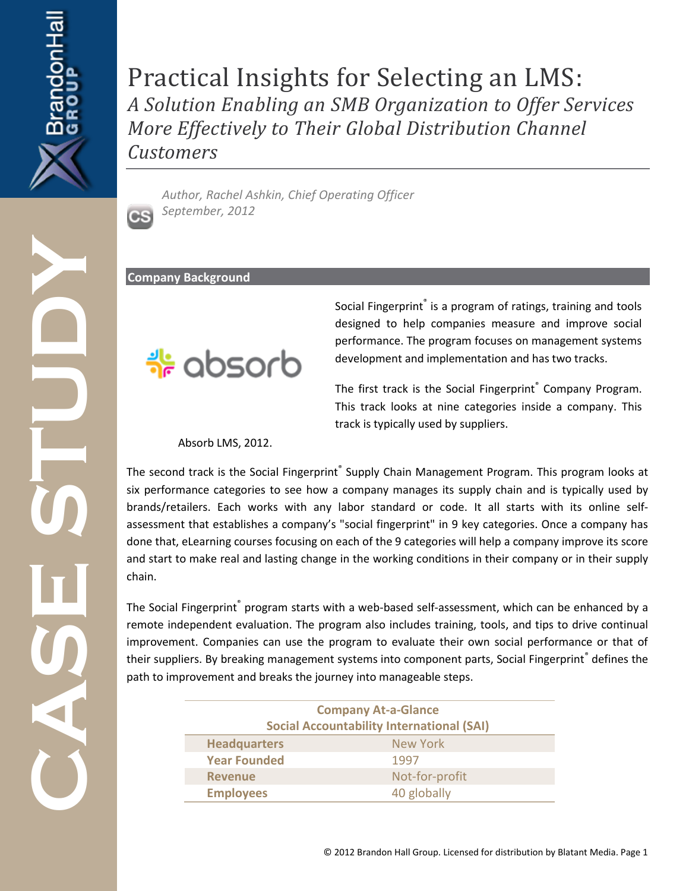# Practical Insights for Selecting an LMS:

## *A Solution Enabling an SMB Organization to Offer Services More Effectively to Their Global Distribution Channel Customers*

*Author, Rachel Ashkin, Chief Operating Officer*
*September, 2012*

### Company Background

Social Fingerprint® is a program of ratings, training and tools designed to help companies measure and improve social performance. The program focuses on management systems development and implementation and has two tracks.

The first track is the Social Fingerprint® Company Program. This track looks at nine categories inside a company. This track is typically used by suppliers.

Absorb LMS, 2012.

The second track is the Social Fingerprint® Supply Chain Management Program. This program looks at six performance categories to see how a company manages its supply chain and is typically used by brands/retailers. Each works with any labor standard or code. It all starts with its online self-assessment that establishes a company's "social fingerprint" in 9 key categories. Once a company has done that, eLearning courses focusing on each of the 9 categories will help a company improve its score and start to make real and lasting change in the working conditions in their company or in their supply chain.

The Social Fingerprint® program starts with a web-based self-assessment, which can be enhanced by a remote independent evaluation. The program also includes training, tools, and tips to drive continual improvement. Companies can use the program to evaluate their own social performance or that of their suppliers. By breaking management systems into component parts, Social Fingerprint® defines the path to improvement and breaks the journey into manageable steps.

| Company At-a-Glance<br>Social Accountability International (SAI) | |
|---|---|
| **Headquarters** | New York |
| **Year Founded** | 1997 |
| **Revenue** | Not-for-profit |
| **Employees** | 40 globally |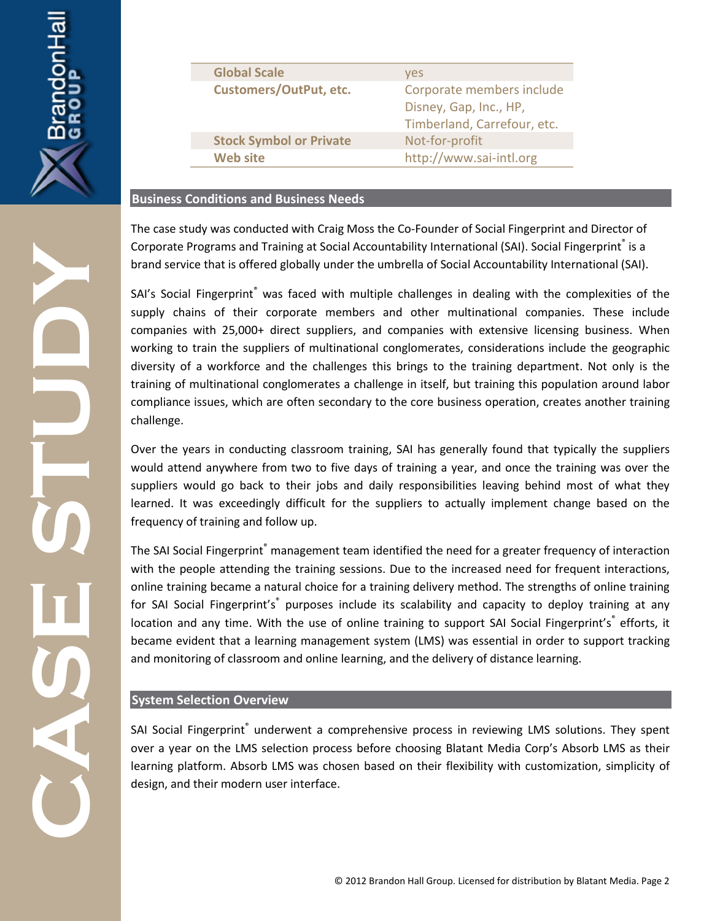| | |
|---|---|
| **Global Scale** | yes |
| **Customers/OutPut, etc.** | Corporate members include Disney, Gap, Inc., HP, Timberland, Carrefour, etc. |
| **Stock Symbol or Private** | Not-for-profit |
| **Web site** | http://www.sai-intl.org |

## Business Conditions and Business Needs

The case study was conducted with Craig Moss the Co-Founder of Social Fingerprint and Director of Corporate Programs and Training at Social Accountability International (SAI). Social Fingerprint® is a brand service that is offered globally under the umbrella of Social Accountability International (SAI).

SAI's Social Fingerprint® was faced with multiple challenges in dealing with the complexities of the supply chains of their corporate members and other multinational companies. These include companies with 25,000+ direct suppliers, and companies with extensive licensing business. When working to train the suppliers of multinational conglomerates, considerations include the geographic diversity of a workforce and the challenges this brings to the training department. Not only is the training of multinational conglomerates a challenge in itself, but training this population around labor compliance issues, which are often secondary to the core business operation, creates another training challenge.

Over the years in conducting classroom training, SAI has generally found that typically the suppliers would attend anywhere from two to five days of training a year, and once the training was over the suppliers would go back to their jobs and daily responsibilities leaving behind most of what they learned. It was exceedingly difficult for the suppliers to actually implement change based on the frequency of training and follow up.

The SAI Social Fingerprint® management team identified the need for a greater frequency of interaction with the people attending the training sessions. Due to the increased need for frequent interactions, online training became a natural choice for a training delivery method. The strengths of online training for SAI Social Fingerprint's® purposes include its scalability and capacity to deploy training at any location and any time. With the use of online training to support SAI Social Fingerprint's® efforts, it became evident that a learning management system (LMS) was essential in order to support tracking and monitoring of classroom and online learning, and the delivery of distance learning.

## System Selection Overview

SAI Social Fingerprint® underwent a comprehensive process in reviewing LMS solutions. They spent over a year on the LMS selection process before choosing Blatant Media Corp's Absorb LMS as their learning platform. Absorb LMS was chosen based on their flexibility with customization, simplicity of design, and their modern user interface.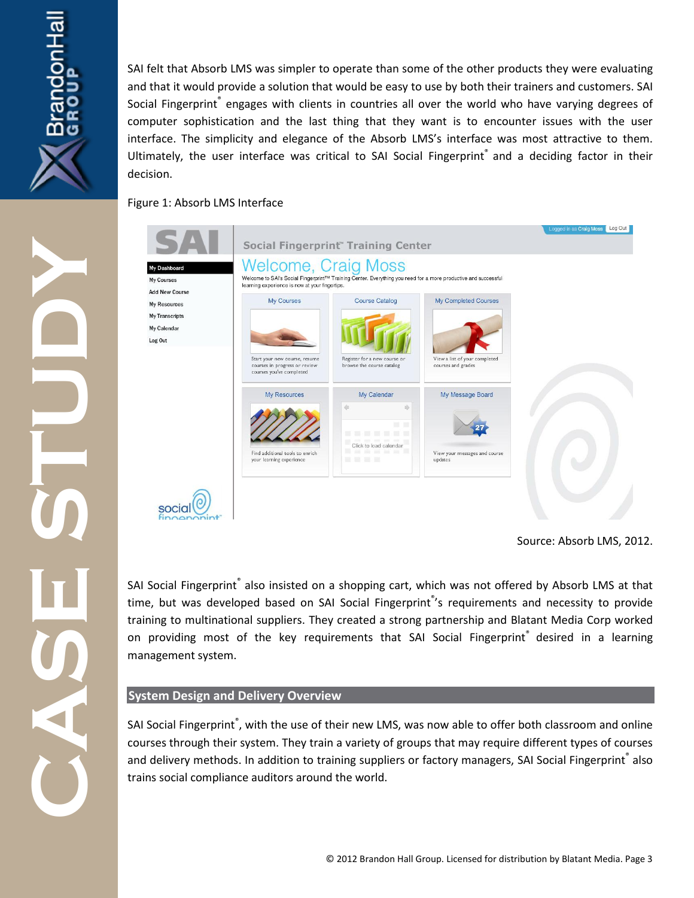SAI felt that Absorb LMS was simpler to operate than some of the other products they were evaluating and that it would provide a solution that would be easy to use by both their trainers and customers. SAI Social Fingerprint® engages with clients in countries all over the world who have varying degrees of computer sophistication and the last thing that they want is to encounter issues with the user interface. The simplicity and elegance of the Absorb LMS's interface was most attractive to them. Ultimately, the user interface was critical to SAI Social Fingerprint® and a deciding factor in their decision.

Figure 1: Absorb LMS Interface

Source: Absorb LMS, 2012.

SAI Social Fingerprint® also insisted on a shopping cart, which was not offered by Absorb LMS at that time, but was developed based on SAI Social Fingerprint®'s requirements and necessity to provide training to multinational suppliers. They created a strong partnership and Blatant Media Corp worked on providing most of the key requirements that SAI Social Fingerprint® desired in a learning management system.

## System Design and Delivery Overview

SAI Social Fingerprint®, with the use of their new LMS, was now able to offer both classroom and online courses through their system. They train a variety of groups that may require different types of courses and delivery methods. In addition to training suppliers or factory managers, SAI Social Fingerprint® also trains social compliance auditors around the world.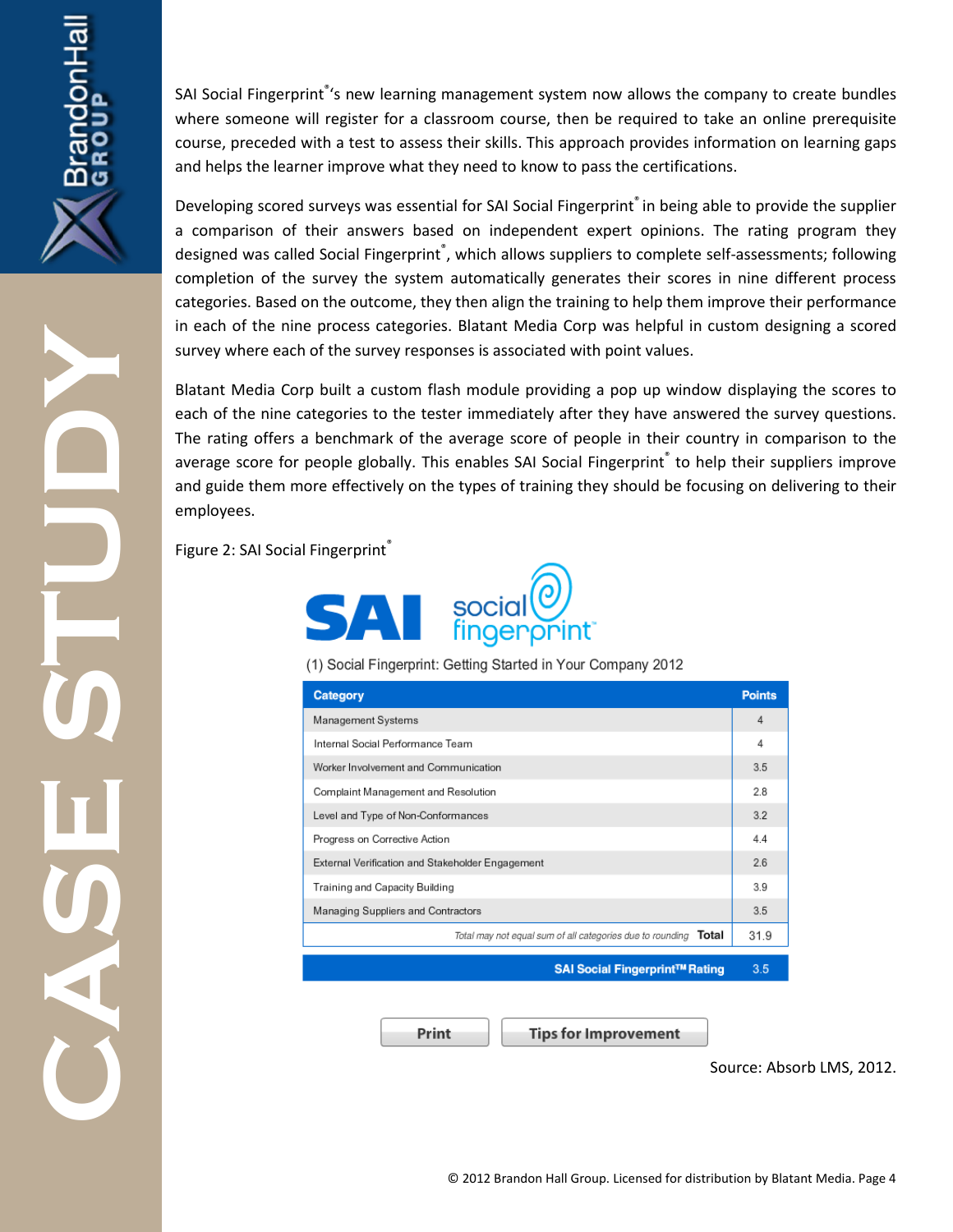SAI Social Fingerprint®'s new learning management system now allows the company to create bundles where someone will register for a classroom course, then be required to take an online prerequisite course, preceded with a test to assess their skills. This approach provides information on learning gaps and helps the learner improve what they need to know to pass the certifications.

Developing scored surveys was essential for SAI Social Fingerprint® in being able to provide the supplier a comparison of their answers based on independent expert opinions. The rating program they designed was called Social Fingerprint®, which allows suppliers to complete self-assessments; following completion of the survey the system automatically generates their scores in nine different process categories. Based on the outcome, they then align the training to help them improve their performance in each of the nine process categories. Blatant Media Corp was helpful in custom designing a scored survey where each of the survey responses is associated with point values.

Blatant Media Corp built a custom flash module providing a pop up window displaying the scores to each of the nine categories to the tester immediately after they have answered the survey questions. The rating offers a benchmark of the average score of people in their country in comparison to the average score for people globally. This enables SAI Social Fingerprint® to help their suppliers improve and guide them more effectively on the types of training they should be focusing on delivering to their employees.

Figure 2: SAI Social Fingerprint®

SAI social fingerprint™

(1) Social Fingerprint: Getting Started in Your Company 2012

| Category | Points |
|---|---|
| Management Systems | 4 |
| Internal Social Performance Team | 4 |
| Worker Involvement and Communication | 3.5 |
| Complaint Management and Resolution | 2.8 |
| Level and Type of Non-Conformances | 3.2 |
| Progress on Corrective Action | 4.4 |
| External Verification and Stakeholder Engagement | 2.6 |
| Training and Capacity Building | 3.9 |
| Managing Suppliers and Contractors | 3.5 |
| *Total may not equal sum of all categories due to rounding* **Total** | 31.9 |
| **SAI Social Fingerprint™ Rating** | 3.5 |

Print | Tips for Improvement

Source: Absorb LMS, 2012.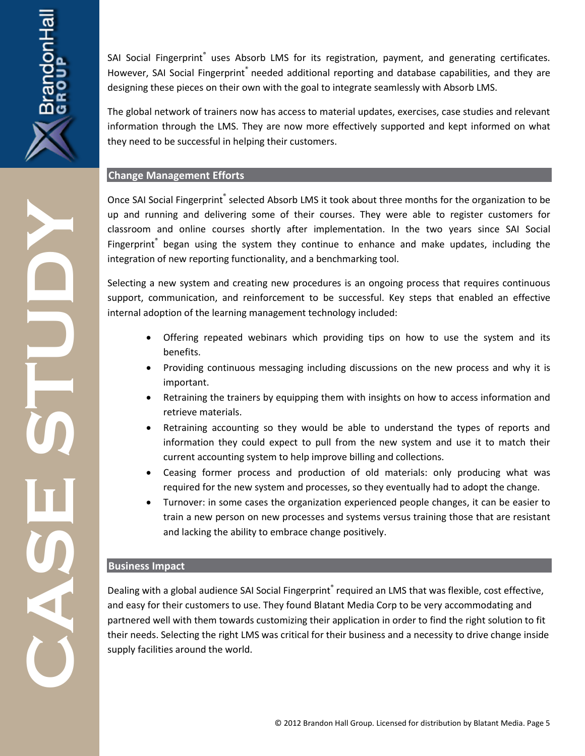SAI Social Fingerprint® uses Absorb LMS for its registration, payment, and generating certificates. However, SAI Social Fingerprint® needed additional reporting and database capabilities, and they are designing these pieces on their own with the goal to integrate seamlessly with Absorb LMS.

The global network of trainers now has access to material updates, exercises, case studies and relevant information through the LMS. They are now more effectively supported and kept informed on what they need to be successful in helping their customers.

## Change Management Efforts

Once SAI Social Fingerprint® selected Absorb LMS it took about three months for the organization to be up and running and delivering some of their courses. They were able to register customers for classroom and online courses shortly after implementation. In the two years since SAI Social Fingerprint® began using the system they continue to enhance and make updates, including the integration of new reporting functionality, and a benchmarking tool.

Selecting a new system and creating new procedures is an ongoing process that requires continuous support, communication, and reinforcement to be successful. Key steps that enabled an effective internal adoption of the learning management technology included:

- Offering repeated webinars which providing tips on how to use the system and its benefits.
- Providing continuous messaging including discussions on the new process and why it is important.
- Retraining the trainers by equipping them with insights on how to access information and retrieve materials.
- Retraining accounting so they would be able to understand the types of reports and information they could expect to pull from the new system and use it to match their current accounting system to help improve billing and collections.
- Ceasing former process and production of old materials: only producing what was required for the new system and processes, so they eventually had to adopt the change.
- Turnover: in some cases the organization experienced people changes, it can be easier to train a new person on new processes and systems versus training those that are resistant and lacking the ability to embrace change positively.

## Business Impact

Dealing with a global audience SAI Social Fingerprint® required an LMS that was flexible, cost effective, and easy for their customers to use. They found Blatant Media Corp to be very accommodating and partnered well with them towards customizing their application in order to find the right solution to fit their needs. Selecting the right LMS was critical for their business and a necessity to drive change inside supply facilities around the world.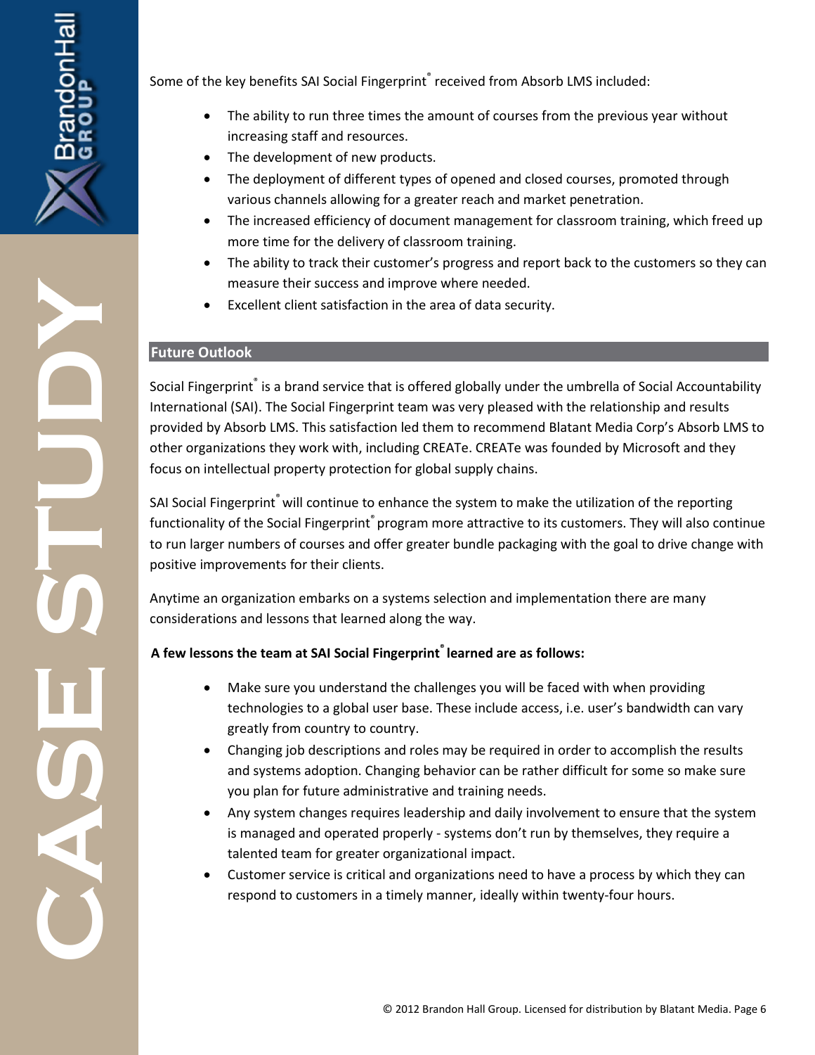Some of the key benefits SAI Social Fingerprint® received from Absorb LMS included:

- The ability to run three times the amount of courses from the previous year without increasing staff and resources.
- The development of new products.
- The deployment of different types of opened and closed courses, promoted through various channels allowing for a greater reach and market penetration.
- The increased efficiency of document management for classroom training, which freed up more time for the delivery of classroom training.
- The ability to track their customer's progress and report back to the customers so they can measure their success and improve where needed.
- Excellent client satisfaction in the area of data security.

## Future Outlook

Social Fingerprint® is a brand service that is offered globally under the umbrella of Social Accountability International (SAI). The Social Fingerprint team was very pleased with the relationship and results provided by Absorb LMS. This satisfaction led them to recommend Blatant Media Corp's Absorb LMS to other organizations they work with, including CREATe. CREATe was founded by Microsoft and they focus on intellectual property protection for global supply chains.

SAI Social Fingerprint® will continue to enhance the system to make the utilization of the reporting functionality of the Social Fingerprint® program more attractive to its customers. They will also continue to run larger numbers of courses and offer greater bundle packaging with the goal to drive change with positive improvements for their clients.

Anytime an organization embarks on a systems selection and implementation there are many considerations and lessons that learned along the way.

**A few lessons the team at SAI Social Fingerprint® learned are as follows:**

- Make sure you understand the challenges you will be faced with when providing technologies to a global user base. These include access, i.e. user's bandwidth can vary greatly from country to country.
- Changing job descriptions and roles may be required in order to accomplish the results and systems adoption. Changing behavior can be rather difficult for some so make sure you plan for future administrative and training needs.
- Any system changes requires leadership and daily involvement to ensure that the system is managed and operated properly - systems don't run by themselves, they require a talented team for greater organizational impact.
- Customer service is critical and organizations need to have a process by which they can respond to customers in a timely manner, ideally within twenty-four hours.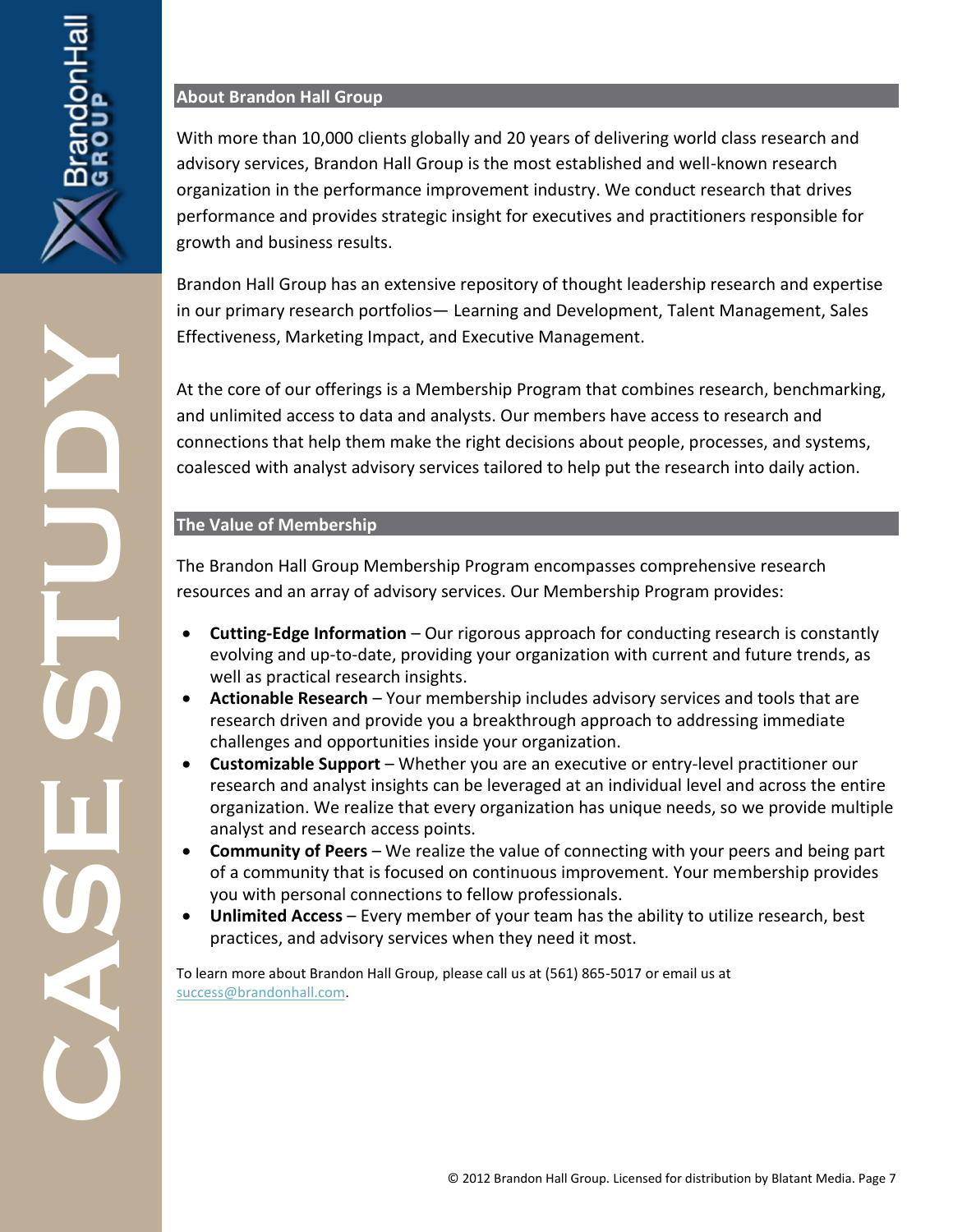## About Brandon Hall Group

With more than 10,000 clients globally and 20 years of delivering world class research and advisory services, Brandon Hall Group is the most established and well-known research organization in the performance improvement industry. We conduct research that drives performance and provides strategic insight for executives and practitioners responsible for growth and business results.

Brandon Hall Group has an extensive repository of thought leadership research and expertise in our primary research portfolios— Learning and Development, Talent Management, Sales Effectiveness, Marketing Impact, and Executive Management.

At the core of our offerings is a Membership Program that combines research, benchmarking, and unlimited access to data and analysts. Our members have access to research and connections that help them make the right decisions about people, processes, and systems, coalesced with analyst advisory services tailored to help put the research into daily action.

## The Value of Membership

The Brandon Hall Group Membership Program encompasses comprehensive research resources and an array of advisory services. Our Membership Program provides:

- **Cutting-Edge Information** – Our rigorous approach for conducting research is constantly evolving and up-to-date, providing your organization with current and future trends, as well as practical research insights.
- **Actionable Research** – Your membership includes advisory services and tools that are research driven and provide you a breakthrough approach to addressing immediate challenges and opportunities inside your organization.
- **Customizable Support** – Whether you are an executive or entry-level practitioner our research and analyst insights can be leveraged at an individual level and across the entire organization. We realize that every organization has unique needs, so we provide multiple analyst and research access points.
- **Community of Peers** – We realize the value of connecting with your peers and being part of a community that is focused on continuous improvement. Your membership provides you with personal connections to fellow professionals.
- **Unlimited Access** – Every member of your team has the ability to utilize research, best practices, and advisory services when they need it most.

To learn more about Brandon Hall Group, please call us at (561) 865-5017 or email us at success@brandonhall.com.